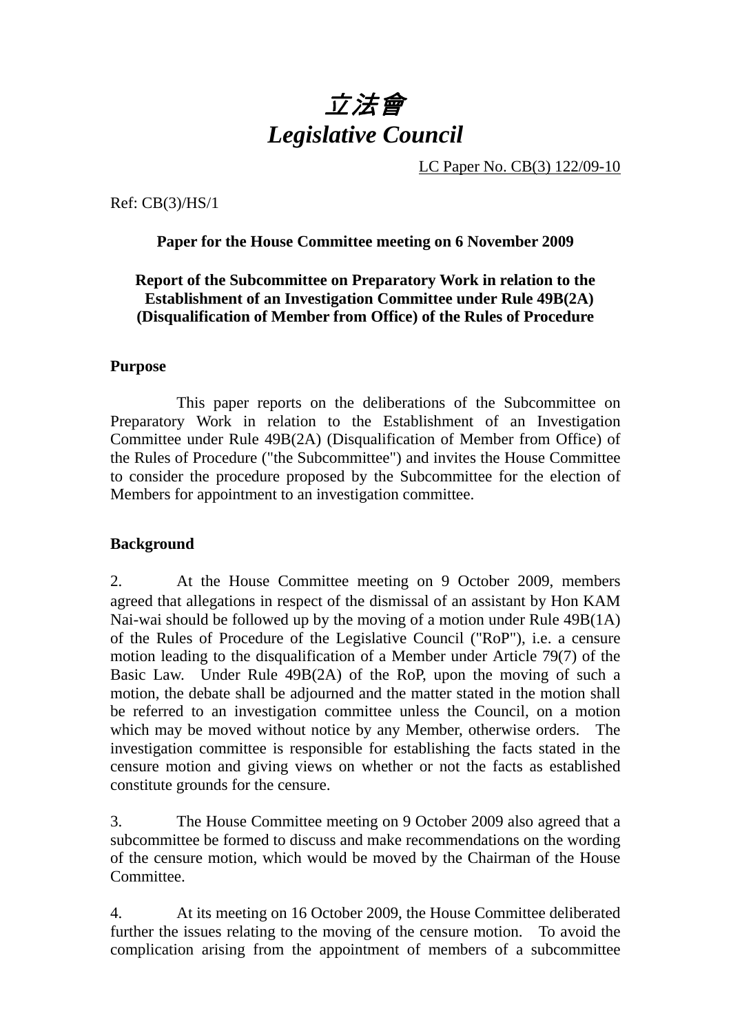# *立法會*
# *Legislative Council*

LC Paper No. CB(3) 122/09-10

Ref: CB(3)/HS/1

**Paper for the House Committee meeting on 6 November 2009**

**Report of the Subcommittee on Preparatory Work in relation to the Establishment of an Investigation Committee under Rule 49B(2A) (Disqualification of Member from Office) of the Rules of Procedure**

## Purpose

This paper reports on the deliberations of the Subcommittee on Preparatory Work in relation to the Establishment of an Investigation Committee under Rule 49B(2A) (Disqualification of Member from Office) of the Rules of Procedure ("the Subcommittee") and invites the House Committee to consider the procedure proposed by the Subcommittee for the election of Members for appointment to an investigation committee.

## Background

2. At the House Committee meeting on 9 October 2009, members agreed that allegations in respect of the dismissal of an assistant by Hon KAM Nai-wai should be followed up by the moving of a motion under Rule 49B(1A) of the Rules of Procedure of the Legislative Council ("RoP"), i.e. a censure motion leading to the disqualification of a Member under Article 79(7) of the Basic Law. Under Rule 49B(2A) of the RoP, upon the moving of such a motion, the debate shall be adjourned and the matter stated in the motion shall be referred to an investigation committee unless the Council, on a motion which may be moved without notice by any Member, otherwise orders. The investigation committee is responsible for establishing the facts stated in the censure motion and giving views on whether or not the facts as established constitute grounds for the censure.

3. The House Committee meeting on 9 October 2009 also agreed that a subcommittee be formed to discuss and make recommendations on the wording of the censure motion, which would be moved by the Chairman of the House Committee.

4. At its meeting on 16 October 2009, the House Committee deliberated further the issues relating to the moving of the censure motion. To avoid the complication arising from the appointment of members of a subcommittee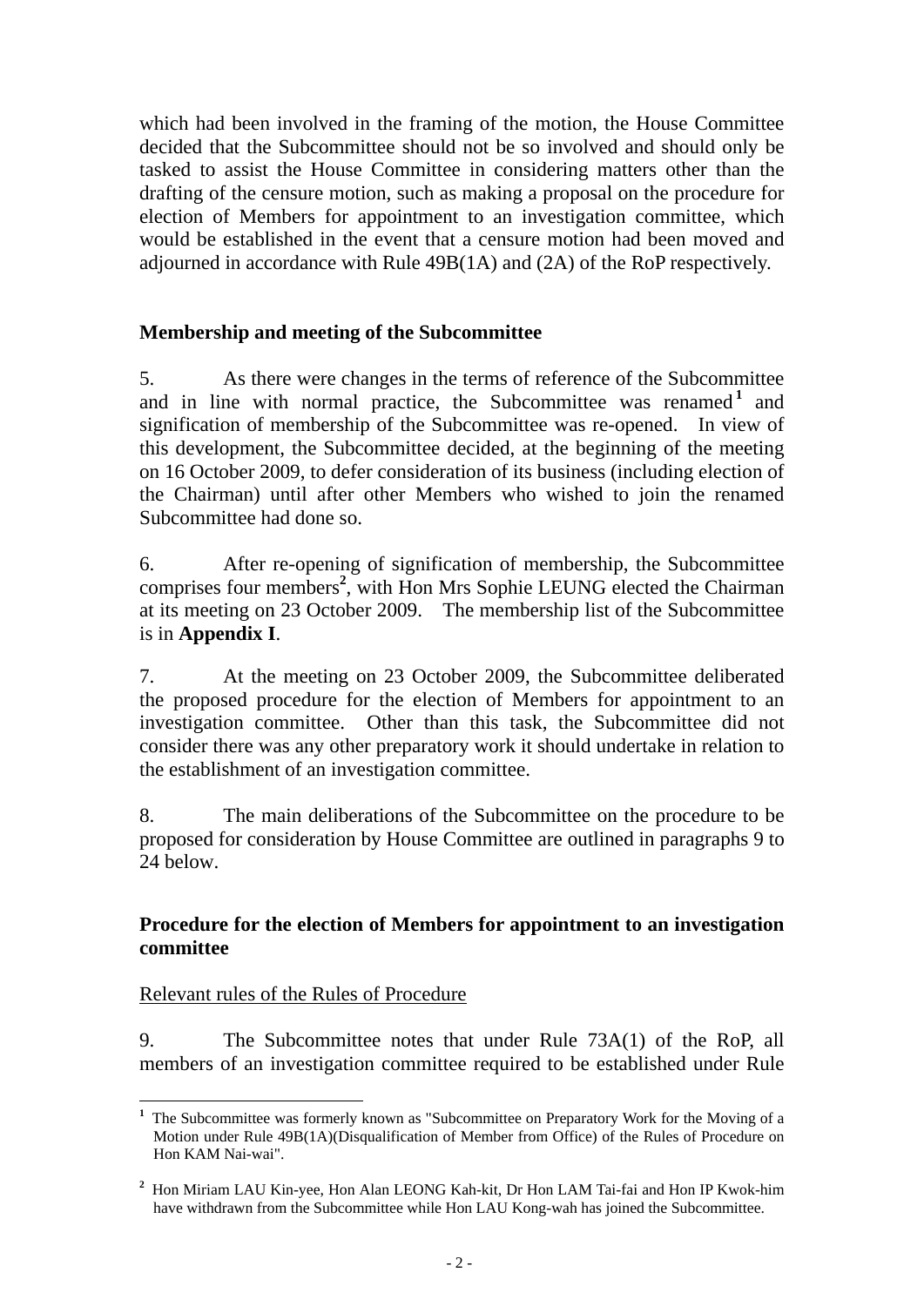which had been involved in the framing of the motion, the House Committee decided that the Subcommittee should not be so involved and should only be tasked to assist the House Committee in considering matters other than the drafting of the censure motion, such as making a proposal on the procedure for election of Members for appointment to an investigation committee, which would be established in the event that a censure motion had been moved and adjourned in accordance with Rule 49B(1A) and (2A) of the RoP respectively.

**Membership and meeting of the Subcommittee**

5. As there were changes in the terms of reference of the Subcommittee and in line with normal practice, the Subcommittee was renamed[1] and signification of membership of the Subcommittee was re-opened. In view of this development, the Subcommittee decided, at the beginning of the meeting on 16 October 2009, to defer consideration of its business (including election of the Chairman) until after other Members who wished to join the renamed Subcommittee had done so.

6. After re-opening of signification of membership, the Subcommittee comprises four members[2], with Hon Mrs Sophie LEUNG elected the Chairman at its meeting on 23 October 2009. The membership list of the Subcommittee is in **Appendix I**.

7. At the meeting on 23 October 2009, the Subcommittee deliberated the proposed procedure for the election of Members for appointment to an investigation committee. Other than this task, the Subcommittee did not consider there was any other preparatory work it should undertake in relation to the establishment of an investigation committee.

8. The main deliberations of the Subcommittee on the procedure to be proposed for consideration by House Committee are outlined in paragraphs 9 to 24 below.

**Procedure for the election of Members for appointment to an investigation committee**

Relevant rules of the Rules of Procedure

9. The Subcommittee notes that under Rule 73A(1) of the RoP, all members of an investigation committee required to be established under Rule

---

[1] The Subcommittee was formerly known as "Subcommittee on Preparatory Work for the Moving of a Motion under Rule 49B(1A)(Disqualification of Member from Office) of the Rules of Procedure on Hon KAM Nai-wai".

[2] Hon Miriam LAU Kin-yee, Hon Alan LEONG Kah-kit, Dr Hon LAM Tai-fai and Hon IP Kwok-him have withdrawn from the Subcommittee while Hon LAU Kong-wah has joined the Subcommittee.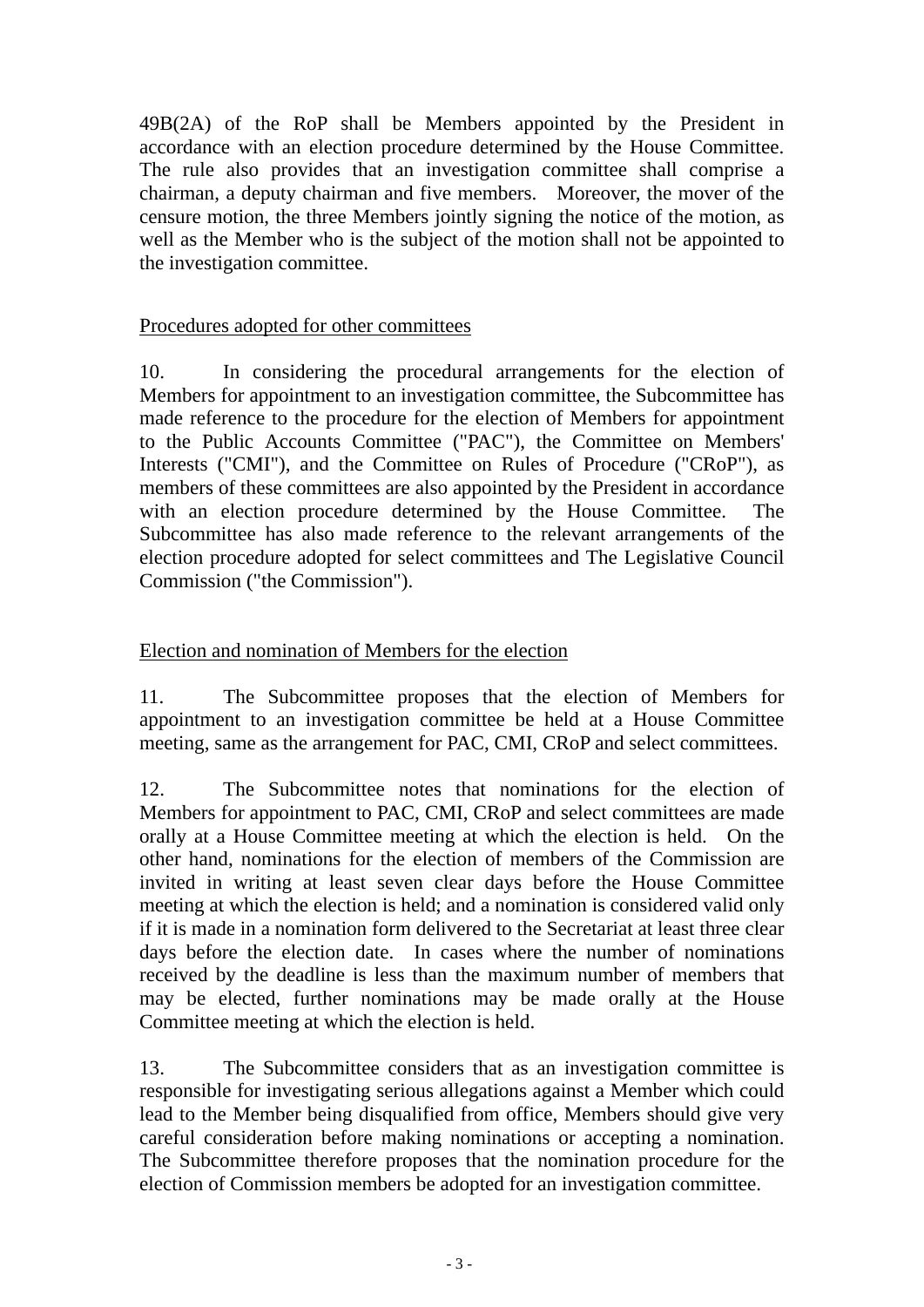49B(2A) of the RoP shall be Members appointed by the President in accordance with an election procedure determined by the House Committee. The rule also provides that an investigation committee shall comprise a chairman, a deputy chairman and five members. Moreover, the mover of the censure motion, the three Members jointly signing the notice of the motion, as well as the Member who is the subject of the motion shall not be appointed to the investigation committee.

<u>Procedures adopted for other committees</u>

10. In considering the procedural arrangements for the election of Members for appointment to an investigation committee, the Subcommittee has made reference to the procedure for the election of Members for appointment to the Public Accounts Committee ("PAC"), the Committee on Members' Interests ("CMI"), and the Committee on Rules of Procedure ("CRoP"), as members of these committees are also appointed by the President in accordance with an election procedure determined by the House Committee. The Subcommittee has also made reference to the relevant arrangements of the election procedure adopted for select committees and The Legislative Council Commission ("the Commission").

<u>Election and nomination of Members for the election</u>

11. The Subcommittee proposes that the election of Members for appointment to an investigation committee be held at a House Committee meeting, same as the arrangement for PAC, CMI, CRoP and select committees.

12. The Subcommittee notes that nominations for the election of Members for appointment to PAC, CMI, CRoP and select committees are made orally at a House Committee meeting at which the election is held. On the other hand, nominations for the election of members of the Commission are invited in writing at least seven clear days before the House Committee meeting at which the election is held; and a nomination is considered valid only if it is made in a nomination form delivered to the Secretariat at least three clear days before the election date. In cases where the number of nominations received by the deadline is less than the maximum number of members that may be elected, further nominations may be made orally at the House Committee meeting at which the election is held.

13. The Subcommittee considers that as an investigation committee is responsible for investigating serious allegations against a Member which could lead to the Member being disqualified from office, Members should give very careful consideration before making nominations or accepting a nomination. The Subcommittee therefore proposes that the nomination procedure for the election of Commission members be adopted for an investigation committee.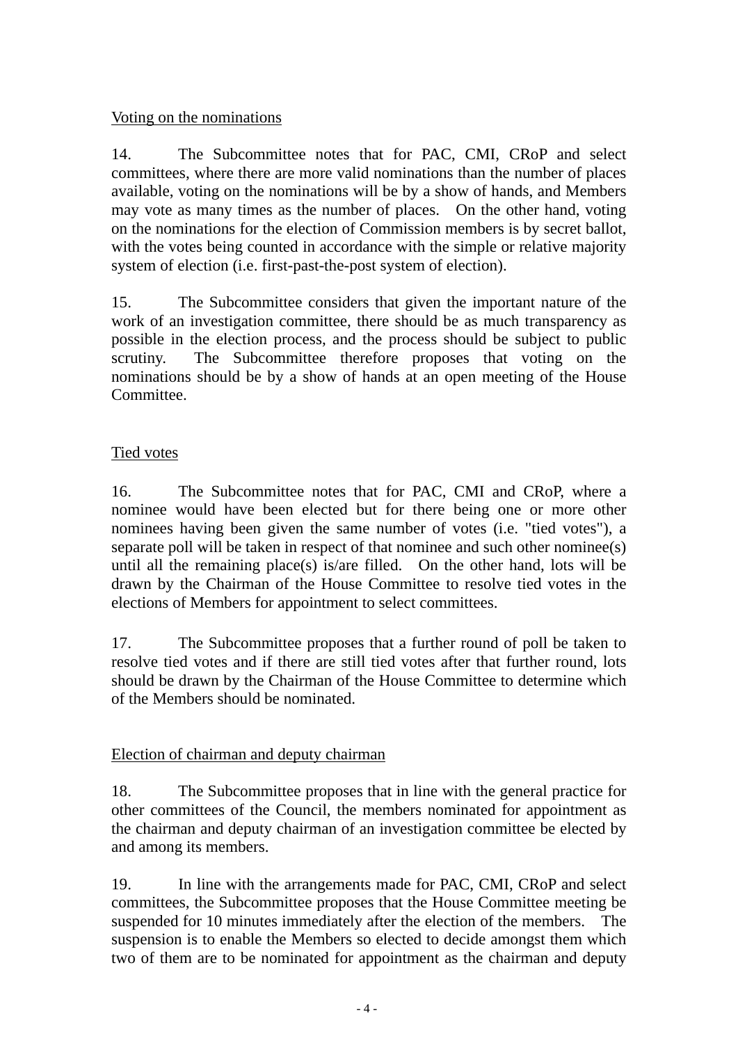Voting on the nominations

14. The Subcommittee notes that for PAC, CMI, CRoP and select committees, where there are more valid nominations than the number of places available, voting on the nominations will be by a show of hands, and Members may vote as many times as the number of places. On the other hand, voting on the nominations for the election of Commission members is by secret ballot, with the votes being counted in accordance with the simple or relative majority system of election (i.e. first-past-the-post system of election).

15. The Subcommittee considers that given the important nature of the work of an investigation committee, there should be as much transparency as possible in the election process, and the process should be subject to public scrutiny. The Subcommittee therefore proposes that voting on the nominations should be by a show of hands at an open meeting of the House Committee.

Tied votes

16. The Subcommittee notes that for PAC, CMI and CRoP, where a nominee would have been elected but for there being one or more other nominees having been given the same number of votes (i.e. "tied votes"), a separate poll will be taken in respect of that nominee and such other nominee(s) until all the remaining place(s) is/are filled. On the other hand, lots will be drawn by the Chairman of the House Committee to resolve tied votes in the elections of Members for appointment to select committees.

17. The Subcommittee proposes that a further round of poll be taken to resolve tied votes and if there are still tied votes after that further round, lots should be drawn by the Chairman of the House Committee to determine which of the Members should be nominated.

Election of chairman and deputy chairman

18. The Subcommittee proposes that in line with the general practice for other committees of the Council, the members nominated for appointment as the chairman and deputy chairman of an investigation committee be elected by and among its members.

19. In line with the arrangements made for PAC, CMI, CRoP and select committees, the Subcommittee proposes that the House Committee meeting be suspended for 10 minutes immediately after the election of the members. The suspension is to enable the Members so elected to decide amongst them which two of them are to be nominated for appointment as the chairman and deputy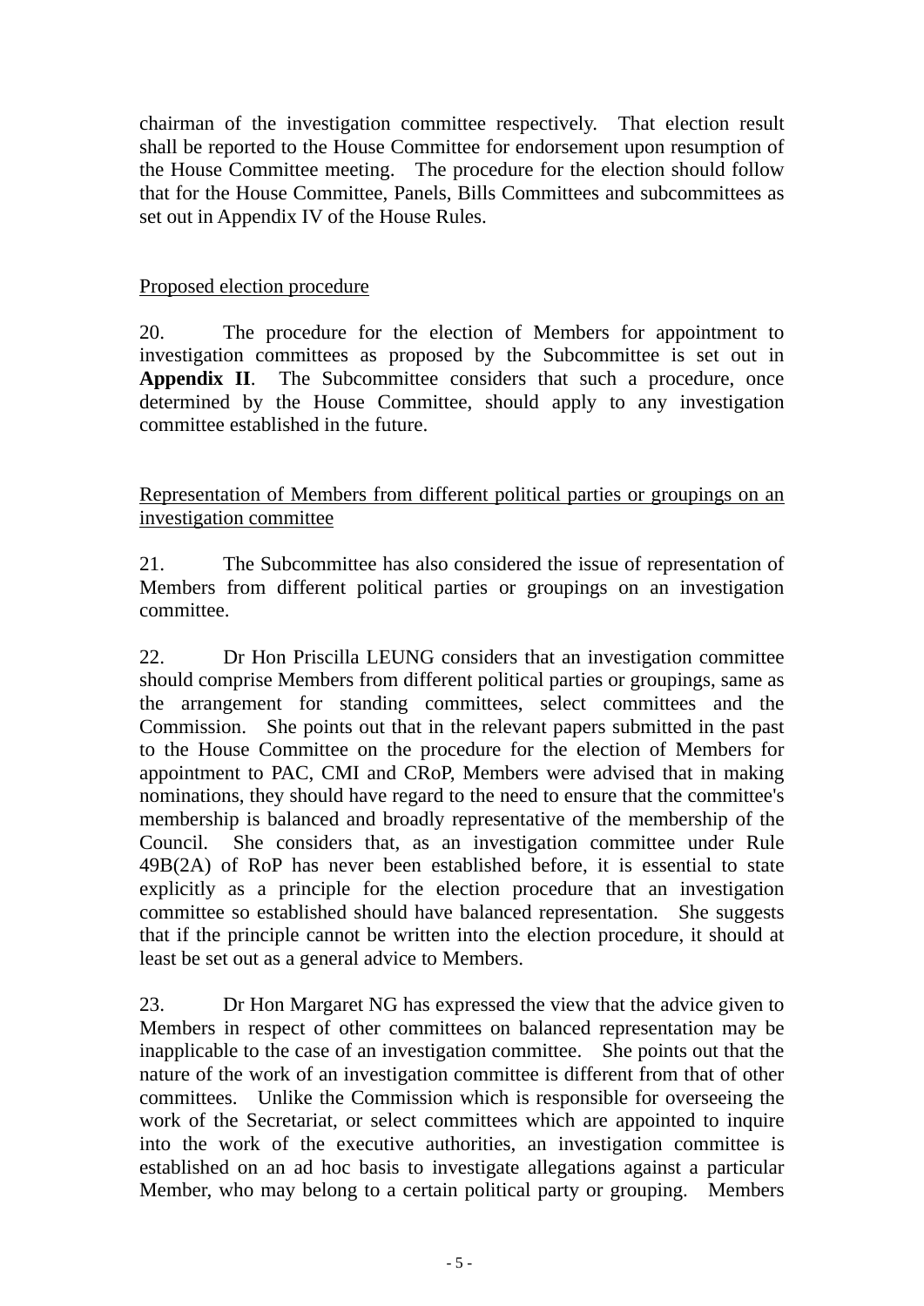chairman of the investigation committee respectively. That election result shall be reported to the House Committee for endorsement upon resumption of the House Committee meeting. The procedure for the election should follow that for the House Committee, Panels, Bills Committees and subcommittees as set out in Appendix IV of the House Rules.

Proposed election procedure

20. The procedure for the election of Members for appointment to investigation committees as proposed by the Subcommittee is set out in **Appendix II**. The Subcommittee considers that such a procedure, once determined by the House Committee, should apply to any investigation committee established in the future.

Representation of Members from different political parties or groupings on an investigation committee

21. The Subcommittee has also considered the issue of representation of Members from different political parties or groupings on an investigation committee.

22. Dr Hon Priscilla LEUNG considers that an investigation committee should comprise Members from different political parties or groupings, same as the arrangement for standing committees, select committees and the Commission. She points out that in the relevant papers submitted in the past to the House Committee on the procedure for the election of Members for appointment to PAC, CMI and CRoP, Members were advised that in making nominations, they should have regard to the need to ensure that the committee's membership is balanced and broadly representative of the membership of the Council. She considers that, as an investigation committee under Rule 49B(2A) of RoP has never been established before, it is essential to state explicitly as a principle for the election procedure that an investigation committee so established should have balanced representation. She suggests that if the principle cannot be written into the election procedure, it should at least be set out as a general advice to Members.

23. Dr Hon Margaret NG has expressed the view that the advice given to Members in respect of other committees on balanced representation may be inapplicable to the case of an investigation committee. She points out that the nature of the work of an investigation committee is different from that of other committees. Unlike the Commission which is responsible for overseeing the work of the Secretariat, or select committees which are appointed to inquire into the work of the executive authorities, an investigation committee is established on an ad hoc basis to investigate allegations against a particular Member, who may belong to a certain political party or grouping. Members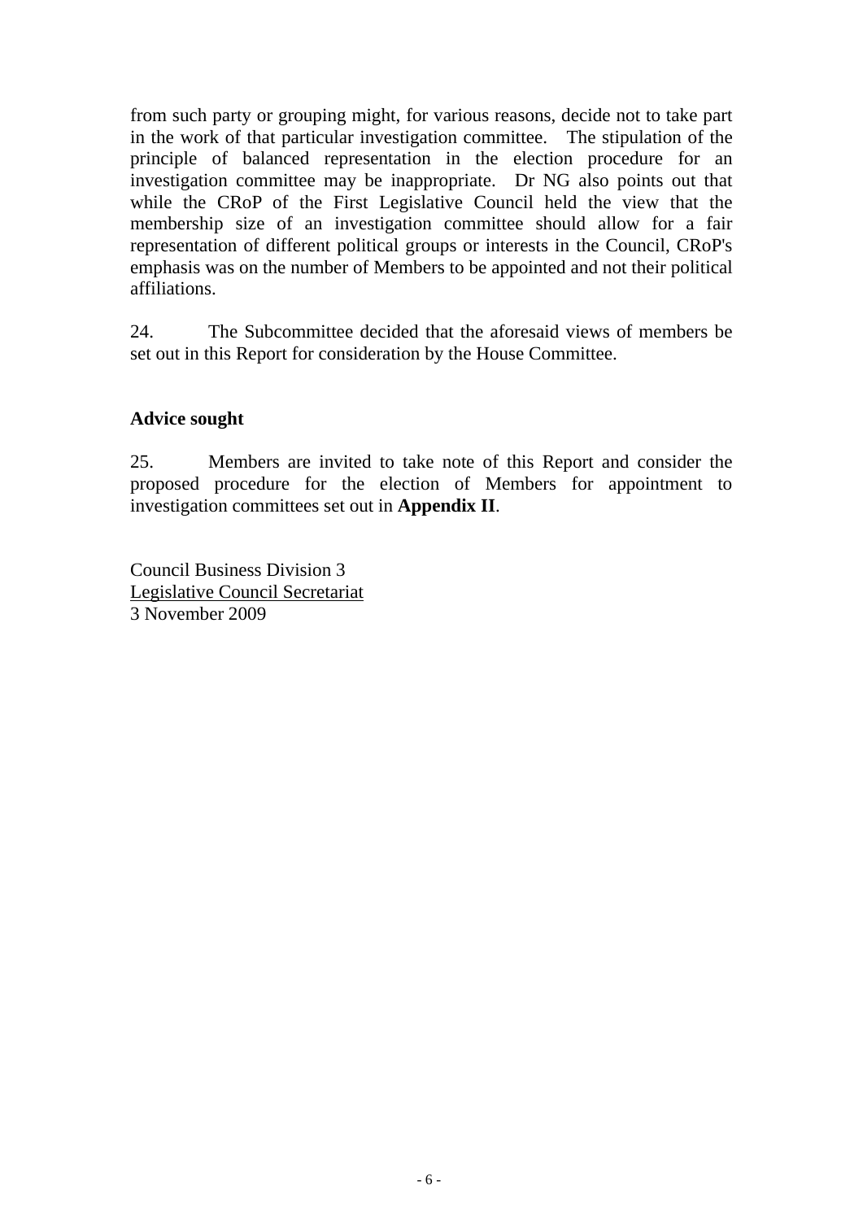from such party or grouping might, for various reasons, decide not to take part in the work of that particular investigation committee. The stipulation of the principle of balanced representation in the election procedure for an investigation committee may be inappropriate. Dr NG also points out that while the CRoP of the First Legislative Council held the view that the membership size of an investigation committee should allow for a fair representation of different political groups or interests in the Council, CRoP's emphasis was on the number of Members to be appointed and not their political affiliations.

24. The Subcommittee decided that the aforesaid views of members be set out in this Report for consideration by the House Committee.

**Advice sought**

25. Members are invited to take note of this Report and consider the proposed procedure for the election of Members for appointment to investigation committees set out in **Appendix II**.

Council Business Division 3
Legislative Council Secretariat
3 November 2009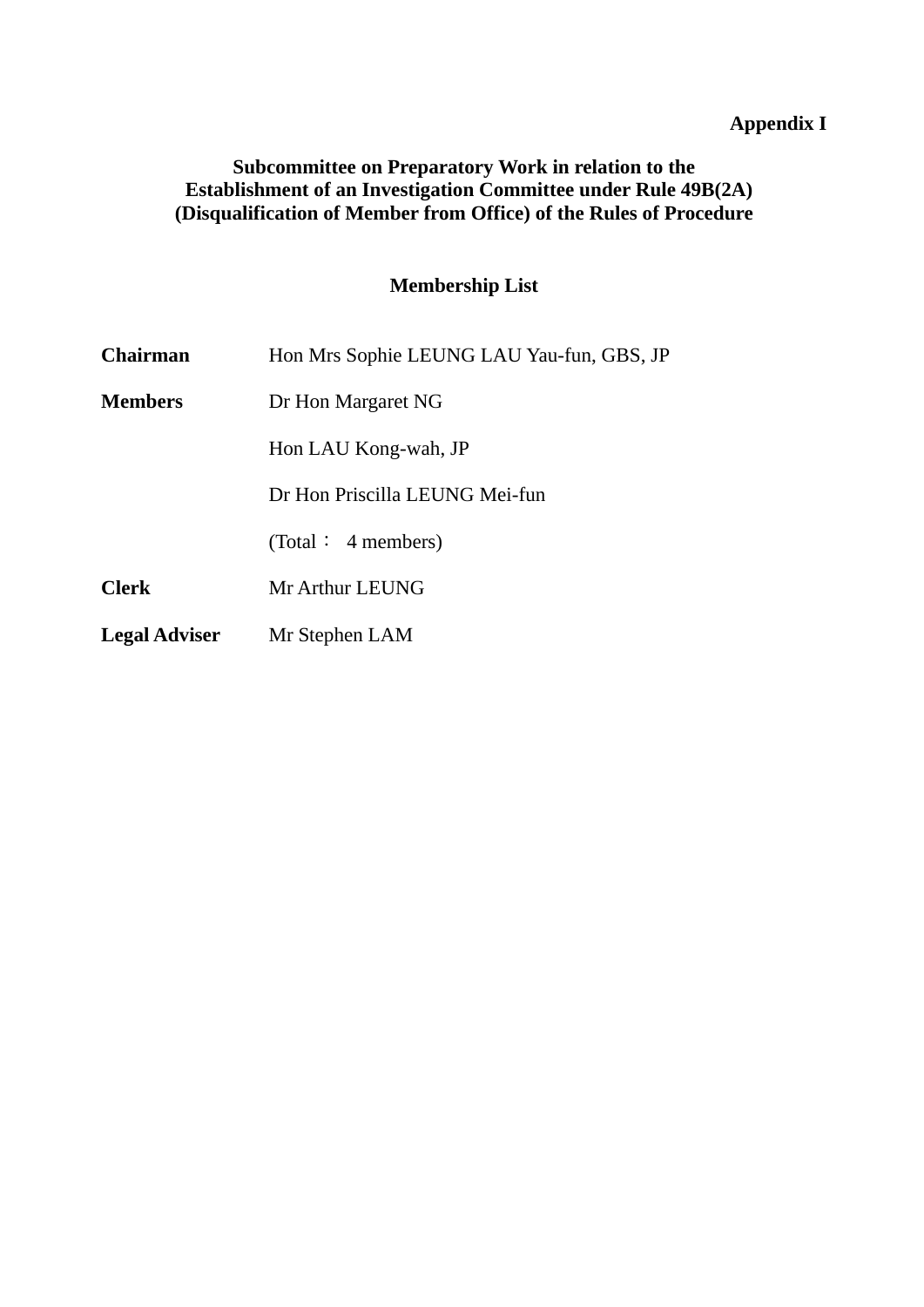**Appendix I**

## Subcommittee on Preparatory Work in relation to the Establishment of an Investigation Committee under Rule 49B(2A) (Disqualification of Member from Office) of the Rules of Procedure

### Membership List

| | |
|---|---|
| **Chairman** | Hon Mrs Sophie LEUNG LAU Yau-fun, GBS, JP |
| **Members** | Dr Hon Margaret NG |
| | Hon LAU Kong-wah, JP |
| | Dr Hon Priscilla LEUNG Mei-fun |
| | (Total： 4 members) |
| **Clerk** | Mr Arthur LEUNG |
| **Legal Adviser** | Mr Stephen LAM |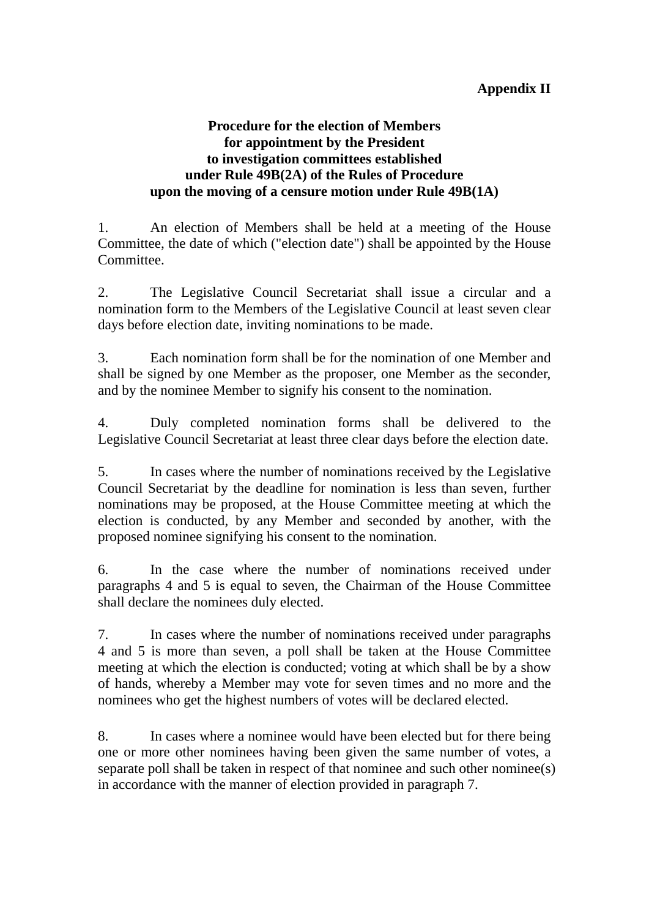**Appendix II**

**Procedure for the election of Members for appointment by the President to investigation committees established under Rule 49B(2A) of the Rules of Procedure upon the moving of a censure motion under Rule 49B(1A)**

1. An election of Members shall be held at a meeting of the House Committee, the date of which ("election date") shall be appointed by the House Committee.

2. The Legislative Council Secretariat shall issue a circular and a nomination form to the Members of the Legislative Council at least seven clear days before election date, inviting nominations to be made.

3. Each nomination form shall be for the nomination of one Member and shall be signed by one Member as the proposer, one Member as the seconder, and by the nominee Member to signify his consent to the nomination.

4. Duly completed nomination forms shall be delivered to the Legislative Council Secretariat at least three clear days before the election date.

5. In cases where the number of nominations received by the Legislative Council Secretariat by the deadline for nomination is less than seven, further nominations may be proposed, at the House Committee meeting at which the election is conducted, by any Member and seconded by another, with the proposed nominee signifying his consent to the nomination.

6. In the case where the number of nominations received under paragraphs 4 and 5 is equal to seven, the Chairman of the House Committee shall declare the nominees duly elected.

7. In cases where the number of nominations received under paragraphs 4 and 5 is more than seven, a poll shall be taken at the House Committee meeting at which the election is conducted; voting at which shall be by a show of hands, whereby a Member may vote for seven times and no more and the nominees who get the highest numbers of votes will be declared elected.

8. In cases where a nominee would have been elected but for there being one or more other nominees having been given the same number of votes, a separate poll shall be taken in respect of that nominee and such other nominee(s) in accordance with the manner of election provided in paragraph 7.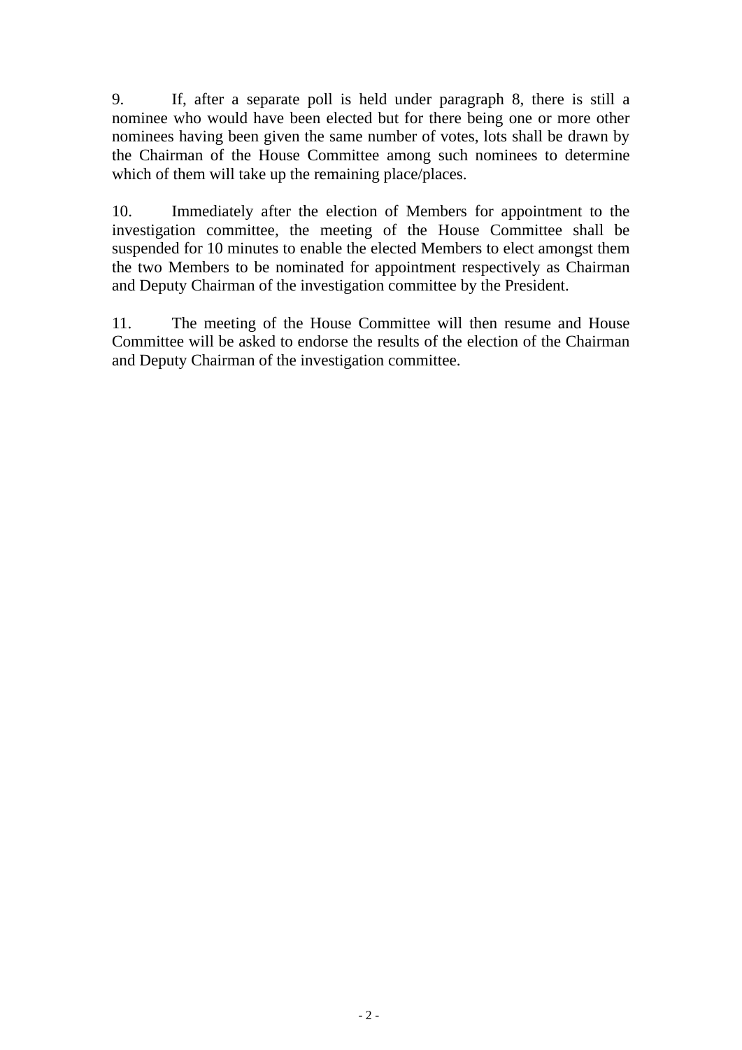9. If, after a separate poll is held under paragraph 8, there is still a nominee who would have been elected but for there being one or more other nominees having been given the same number of votes, lots shall be drawn by the Chairman of the House Committee among such nominees to determine which of them will take up the remaining place/places.

10. Immediately after the election of Members for appointment to the investigation committee, the meeting of the House Committee shall be suspended for 10 minutes to enable the elected Members to elect amongst them the two Members to be nominated for appointment respectively as Chairman and Deputy Chairman of the investigation committee by the President.

11. The meeting of the House Committee will then resume and House Committee will be asked to endorse the results of the election of the Chairman and Deputy Chairman of the investigation committee.